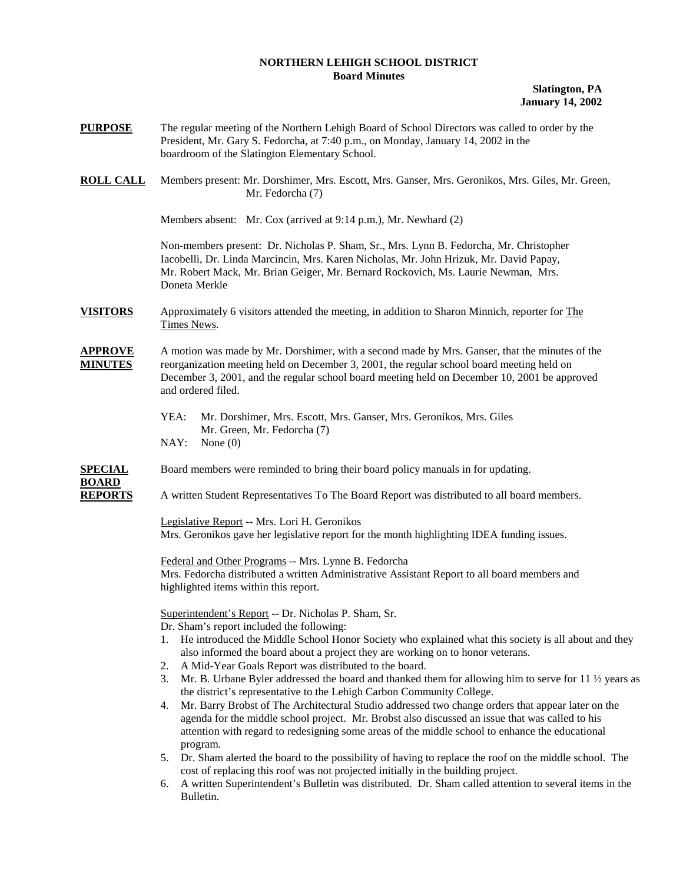# NORTHERN LEHIGH SCHOOL DISTRICT
## Board Minutes

**Slatington, PA**
**January 14, 2002**

**PURPOSE** The regular meeting of the Northern Lehigh Board of School Directors was called to order by the President, Mr. Gary S. Fedorcha, at 7:40 p.m., on Monday, January 14, 2002 in the boardroom of the Slatington Elementary School.

**ROLL CALL** Members present: Mr. Dorshimer, Mrs. Escott, Mrs. Ganser, Mrs. Geronikos, Mrs. Giles, Mr. Green, Mr. Fedorcha (7)

Members absent: Mr. Cox (arrived at 9:14 p.m.), Mr. Newhard (2)

Non-members present: Dr. Nicholas P. Sham, Sr., Mrs. Lynn B. Fedorcha, Mr. Christopher Iacobelli, Dr. Linda Marcincin, Mrs. Karen Nicholas, Mr. John Hrizuk, Mr. David Papay, Mr. Robert Mack, Mr. Brian Geiger, Mr. Bernard Rockovich, Ms. Laurie Newman, Mrs. Doneta Merkle

**VISITORS** Approximately 6 visitors attended the meeting, in addition to Sharon Minnich, reporter for The Times News.

**APPROVE MINUTES** A motion was made by Mr. Dorshimer, with a second made by Mrs. Ganser, that the minutes of the reorganization meeting held on December 3, 2001, the regular school board meeting held on December 3, 2001, and the regular school board meeting held on December 10, 2001 be approved and ordered filed.

YEA: Mr. Dorshimer, Mrs. Escott, Mrs. Ganser, Mrs. Geronikos, Mrs. Giles Mr. Green, Mr. Fedorcha (7)
NAY: None (0)

**SPECIAL BOARD REPORTS** Board members were reminded to bring their board policy manuals in for updating.

A written Student Representatives To The Board Report was distributed to all board members.

Legislative Report -- Mrs. Lori H. Geronikos
Mrs. Geronikos gave her legislative report for the month highlighting IDEA funding issues.

Federal and Other Programs -- Mrs. Lynne B. Fedorcha
Mrs. Fedorcha distributed a written Administrative Assistant Report to all board members and highlighted items within this report.

Superintendent's Report -- Dr. Nicholas P. Sham, Sr.
Dr. Sham's report included the following:

1. He introduced the Middle School Honor Society who explained what this society is all about and they also informed the board about a project they are working on to honor veterans.
2. A Mid-Year Goals Report was distributed to the board.
3. Mr. B. Urbane Byler addressed the board and thanked them for allowing him to serve for 11 ½ years as the district's representative to the Lehigh Carbon Community College.
4. Mr. Barry Brobst of The Architectural Studio addressed two change orders that appear later on the agenda for the middle school project. Mr. Brobst also discussed an issue that was called to his attention with regard to redesigning some areas of the middle school to enhance the educational program.
5. Dr. Sham alerted the board to the possibility of having to replace the roof on the middle school. The cost of replacing this roof was not projected initially in the building project.
6. A written Superintendent's Bulletin was distributed. Dr. Sham called attention to several items in the Bulletin.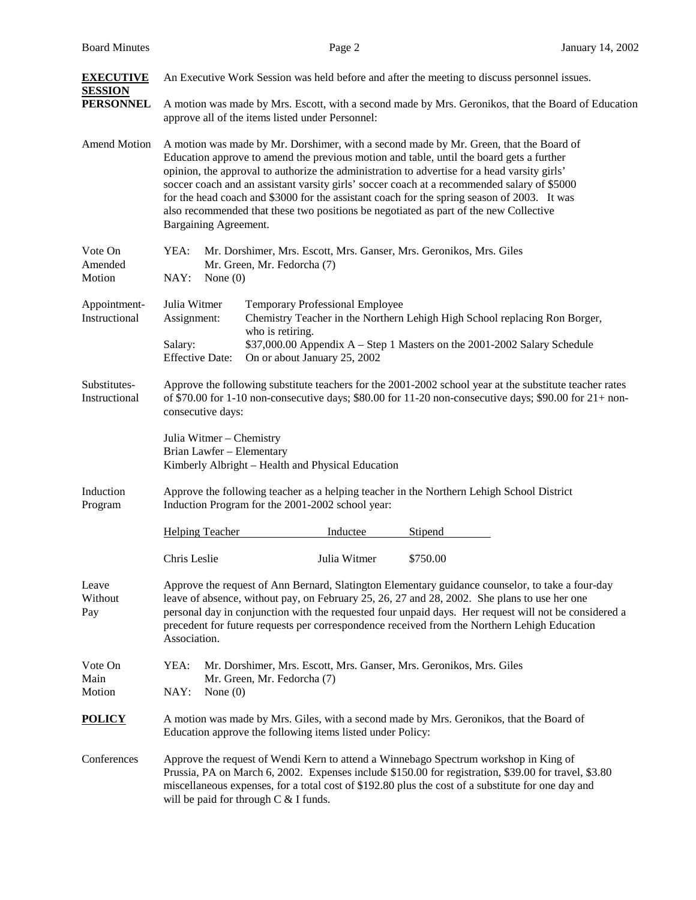**EXECUTIVE SESSION**

An Executive Work Session was held before and after the meeting to discuss personnel issues.

**PERSONNEL**

A motion was made by Mrs. Escott, with a second made by Mrs. Geronikos, that the Board of Education approve all of the items listed under Personnel:

Amend Motion

A motion was made by Mr. Dorshimer, with a second made by Mr. Green, that the Board of Education approve to amend the previous motion and table, until the board gets a further opinion, the approval to authorize the administration to advertise for a head varsity girls' soccer coach and an assistant varsity girls' soccer coach at a recommended salary of $5000 for the head coach and $3000 for the assistant coach for the spring season of 2003. It was also recommended that these two positions be negotiated as part of the new Collective Bargaining Agreement.

Vote On Amended Motion

YEA: Mr. Dorshimer, Mrs. Escott, Mrs. Ganser, Mrs. Geronikos, Mrs. Giles Mr. Green, Mr. Fedorcha (7)
NAY: None (0)

Appointment-Instructional

Julia Witmer — Temporary Professional Employee
Assignment: Chemistry Teacher in the Northern Lehigh High School replacing Ron Borger, who is retiring.
Salary: $37,000.00 Appendix A – Step 1 Masters on the 2001-2002 Salary Schedule
Effective Date: On or about January 25, 2002

Substitutes-Instructional

Approve the following substitute teachers for the 2001-2002 school year at the substitute teacher rates of $70.00 for 1-10 non-consecutive days; $80.00 for 11-20 non-consecutive days; $90.00 for 21+ non-consecutive days:

Julia Witmer – Chemistry
Brian Lawfer – Elementary
Kimberly Albright – Health and Physical Education

Induction Program

Approve the following teacher as a helping teacher in the Northern Lehigh School District Induction Program for the 2001-2002 school year:

| Helping Teacher | Inductee | Stipend |
|---|---|---|
| Chris Leslie | Julia Witmer | $750.00 |

Leave Without Pay

Approve the request of Ann Bernard, Slatington Elementary guidance counselor, to take a four-day leave of absence, without pay, on February 25, 26, 27 and 28, 2002. She plans to use her one personal day in conjunction with the requested four unpaid days. Her request will not be considered a precedent for future requests per correspondence received from the Northern Lehigh Education Association.

Vote On Main Motion

YEA: Mr. Dorshimer, Mrs. Escott, Mrs. Ganser, Mrs. Geronikos, Mrs. Giles Mr. Green, Mr. Fedorcha (7)
NAY: None (0)

**POLICY**

A motion was made by Mrs. Giles, with a second made by Mrs. Geronikos, that the Board of Education approve the following items listed under Policy:

Conferences

Approve the request of Wendi Kern to attend a Winnebago Spectrum workshop in King of Prussia, PA on March 6, 2002. Expenses include $150.00 for registration, $39.00 for travel, $3.80 miscellaneous expenses, for a total cost of $192.80 plus the cost of a substitute for one day and will be paid for through C & I funds.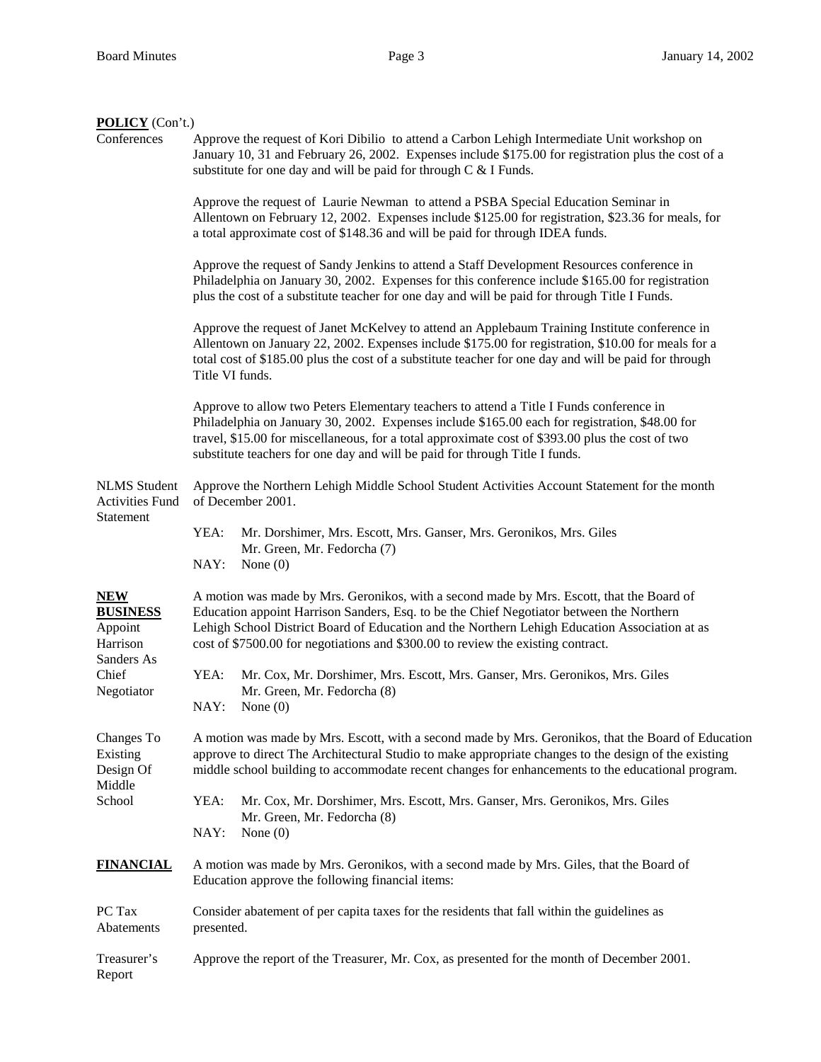**POLICY** (Con't.)

Conferences

Approve the request of Kori Dibilio to attend a Carbon Lehigh Intermediate Unit workshop on January 10, 31 and February 26, 2002. Expenses include $175.00 for registration plus the cost of a substitute for one day and will be paid for through C & I Funds.

Approve the request of Laurie Newman to attend a PSBA Special Education Seminar in Allentown on February 12, 2002. Expenses include $125.00 for registration, $23.36 for meals, for a total approximate cost of $148.36 and will be paid for through IDEA funds.

Approve the request of Sandy Jenkins to attend a Staff Development Resources conference in Philadelphia on January 30, 2002. Expenses for this conference include $165.00 for registration plus the cost of a substitute teacher for one day and will be paid for through Title I Funds.

Approve the request of Janet McKelvey to attend an Applebaum Training Institute conference in Allentown on January 22, 2002. Expenses include $175.00 for registration, $10.00 for meals for a total cost of $185.00 plus the cost of a substitute teacher for one day and will be paid for through Title VI funds.

Approve to allow two Peters Elementary teachers to attend a Title I Funds conference in Philadelphia on January 30, 2002. Expenses include $165.00 each for registration, $48.00 for travel, $15.00 for miscellaneous, for a total approximate cost of $393.00 plus the cost of two substitute teachers for one day and will be paid for through Title I funds.

NLMS Student Activities Fund Statement

Approve the Northern Lehigh Middle School Student Activities Account Statement for the month of December 2001.

YEA: Mr. Dorshimer, Mrs. Escott, Mrs. Ganser, Mrs. Geronikos, Mrs. Giles Mr. Green, Mr. Fedorcha (7)
NAY: None (0)

**NEW BUSINESS**

Appoint Harrison Sanders As Chief Negotiator

A motion was made by Mrs. Geronikos, with a second made by Mrs. Escott, that the Board of Education appoint Harrison Sanders, Esq. to be the Chief Negotiator between the Northern Lehigh School District Board of Education and the Northern Lehigh Education Association at as cost of $7500.00 for negotiations and $300.00 to review the existing contract.

YEA: Mr. Cox, Mr. Dorshimer, Mrs. Escott, Mrs. Ganser, Mrs. Geronikos, Mrs. Giles Mr. Green, Mr. Fedorcha (8)
NAY: None (0)

Changes To Existing Design Of Middle School

A motion was made by Mrs. Escott, with a second made by Mrs. Geronikos, that the Board of Education approve to direct The Architectural Studio to make appropriate changes to the design of the existing middle school building to accommodate recent changes for enhancements to the educational program.

YEA: Mr. Cox, Mr. Dorshimer, Mrs. Escott, Mrs. Ganser, Mrs. Geronikos, Mrs. Giles Mr. Green, Mr. Fedorcha (8)
NAY: None (0)

**FINANCIAL**

A motion was made by Mrs. Geronikos, with a second made by Mrs. Giles, that the Board of Education approve the following financial items:

PC Tax Abatements

Consider abatement of per capita taxes for the residents that fall within the guidelines as presented.

Treasurer's Report

Approve the report of the Treasurer, Mr. Cox, as presented for the month of December 2001.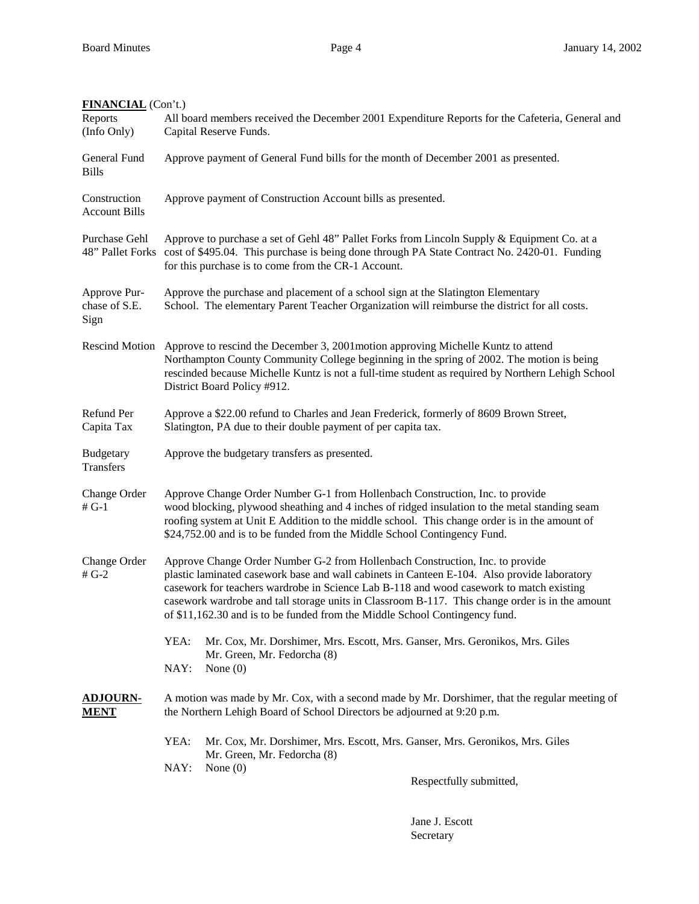**FINANCIAL** (Con't.)

| | |
|---|---|
| Reports (Info Only) | All board members received the December 2001 Expenditure Reports for the Cafeteria, General and Capital Reserve Funds. |
| General Fund Bills | Approve payment of General Fund bills for the month of December 2001 as presented. |
| Construction Account Bills | Approve payment of Construction Account bills as presented. |
| Purchase Gehl 48" Pallet Forks | Approve to purchase a set of Gehl 48" Pallet Forks from Lincoln Supply & Equipment Co. at a cost of $495.04. This purchase is being done through PA State Contract No. 2420-01. Funding for this purchase is to come from the CR-1 Account. |
| Approve Purchase of S.E. Sign | Approve the purchase and placement of a school sign at the Slatington Elementary School. The elementary Parent Teacher Organization will reimburse the district for all costs. |
| Rescind Motion | Approve to rescind the December 3, 2001motion approving Michelle Kuntz to attend Northampton County Community College beginning in the spring of 2002. The motion is being rescinded because Michelle Kuntz is not a full-time student as required by Northern Lehigh School District Board Policy #912. |
| Refund Per Capita Tax | Approve a $22.00 refund to Charles and Jean Frederick, formerly of 8609 Brown Street, Slatington, PA due to their double payment of per capita tax. |
| Budgetary Transfers | Approve the budgetary transfers as presented. |
| Change Order # G-1 | Approve Change Order Number G-1 from Hollenbach Construction, Inc. to provide wood blocking, plywood sheathing and 4 inches of ridged insulation to the metal standing seam roofing system at Unit E Addition to the middle school. This change order is in the amount of $24,752.00 and is to be funded from the Middle School Contingency Fund. |
| Change Order # G-2 | Approve Change Order Number G-2 from Hollenbach Construction, Inc. to provide plastic laminated casework base and wall cabinets in Canteen E-104. Also provide laboratory casework for teachers wardrobe in Science Lab B-118 and wood casework to match existing casework wardrobe and tall storage units in Classroom B-117. This change order is in the amount of $11,162.30 and is to be funded from the Middle School Contingency fund. |

YEA: Mr. Cox, Mr. Dorshimer, Mrs. Escott, Mrs. Ganser, Mrs. Geronikos, Mrs. Giles Mr. Green, Mr. Fedorcha (8)
NAY: None (0)

**ADJOURNMENT**

A motion was made by Mr. Cox, with a second made by Mr. Dorshimer, that the regular meeting of the Northern Lehigh Board of School Directors be adjourned at 9:20 p.m.

YEA: Mr. Cox, Mr. Dorshimer, Mrs. Escott, Mrs. Ganser, Mrs. Geronikos, Mrs. Giles Mr. Green, Mr. Fedorcha (8)
NAY: None (0)

Respectfully submitted,

Jane J. Escott
Secretary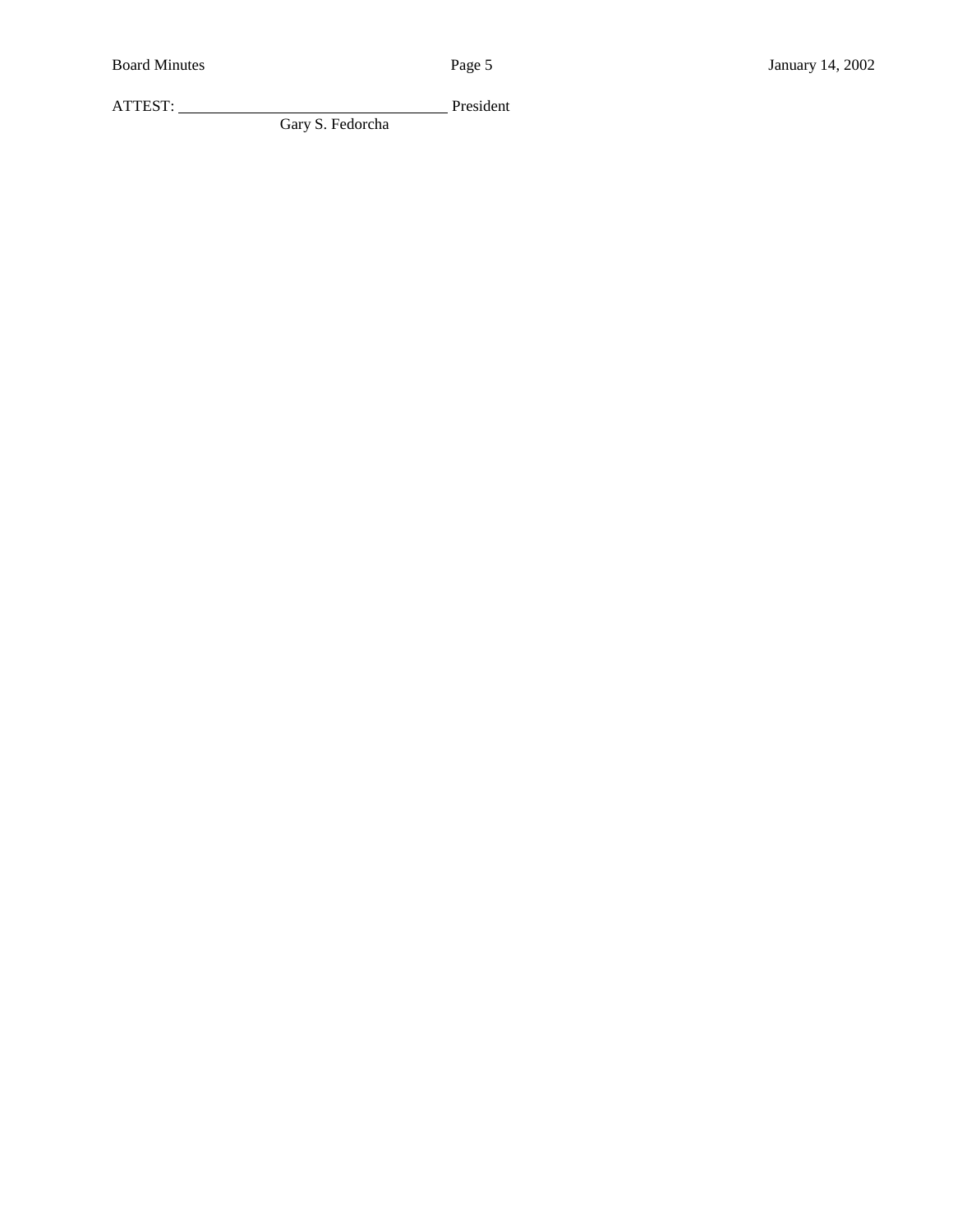ATTEST: ______________________________ President

Gary S. Fedorcha